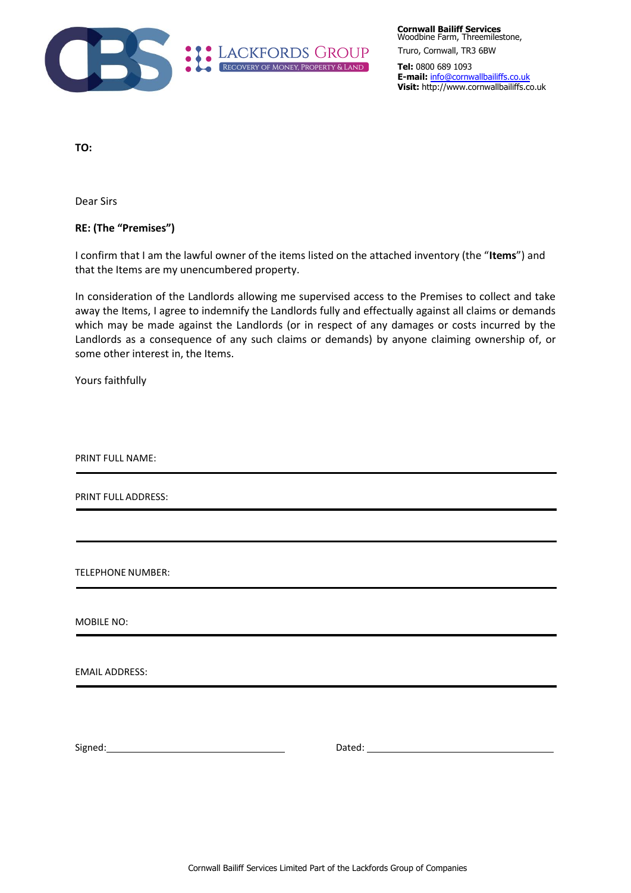Cornwall Bailiff Services
Woodbine Farm, Threemilestone,
Truro, Cornwall, TR3 6BW

**Tel:** 0800 689 1093
**E-mail:** info@cornwallbailiffs.co.uk
**Visit:** http://www.cornwallbailiffs.co.uk

**TO:**

Dear Sirs

**RE: (The "Premises")**

I confirm that I am the lawful owner of the items listed on the attached inventory (the "**Items**") and that the Items are my unencumbered property.

In consideration of the Landlords allowing me supervised access to the Premises to collect and take away the Items, I agree to indemnify the Landlords fully and effectually against all claims or demands which may be made against the Landlords (or in respect of any damages or costs incurred by the Landlords as a consequence of any such claims or demands) by anyone claiming ownership of, or some other interest in, the Items.

Yours faithfully

PRINT FULL NAME:

PRINT FULL ADDRESS:

TELEPHONE NUMBER:

MOBILE NO:

EMAIL ADDRESS:

Signed:______________________ Dated: ______________________

Cornwall Bailiff Services Limited Part of the Lackfords Group of Companies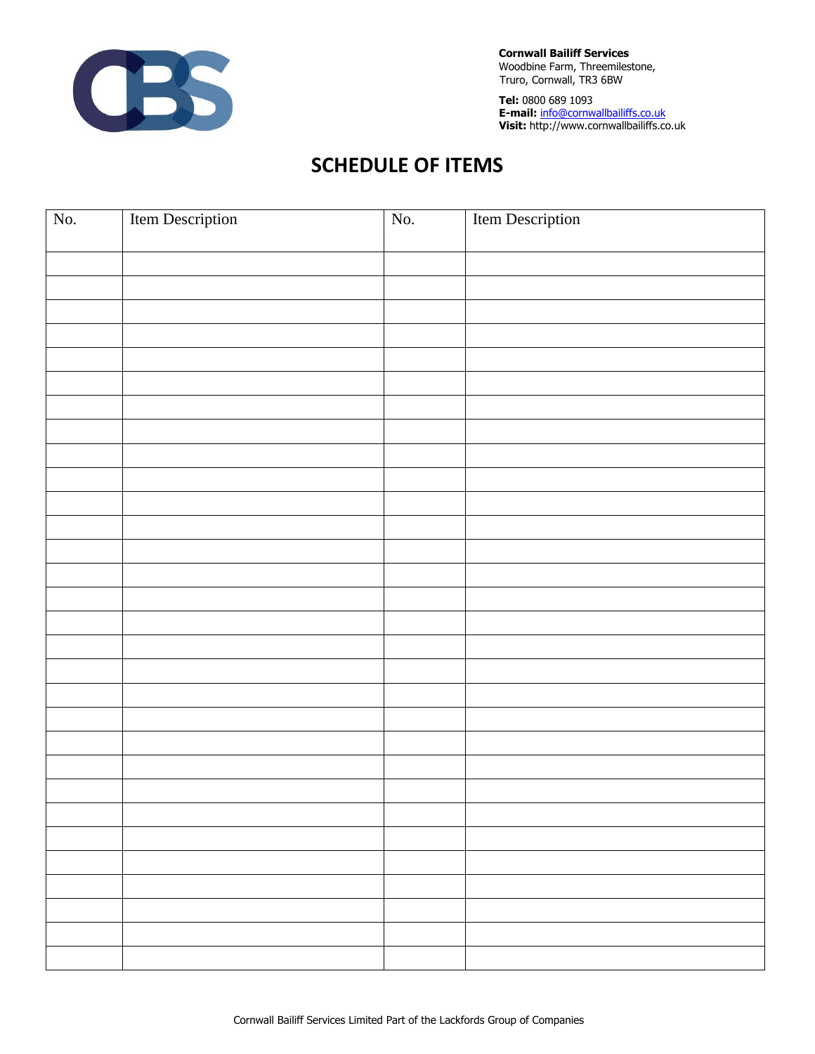**Cornwall Bailiff Services**
Woodbine Farm, Threemilestone,
Truro, Cornwall, TR3 6BW

**Tel:** 0800 689 1093
**E-mail:** info@cornwallbailiffs.co.uk
**Visit:** http://www.cornwallbailiffs.co.uk

# SCHEDULE OF ITEMS

| No. | Item Description | No. | Item Description |
|---|---|---|---|
| | | | |
| | | | |
| | | | |
| | | | |
| | | | |
| | | | |
| | | | |
| | | | |
| | | | |
| | | | |
| | | | |
| | | | |
| | | | |
| | | | |
| | | | |
| | | | |
| | | | |
| | | | |
| | | | |
| | | | |
| | | | |
| | | | |
| | | | |
| | | | |
| | | | |
| | | | |
| | | | |
| | | | |
| | | | |
| | | | |
| | | | |

Cornwall Bailiff Services Limited Part of the Lackfords Group of Companies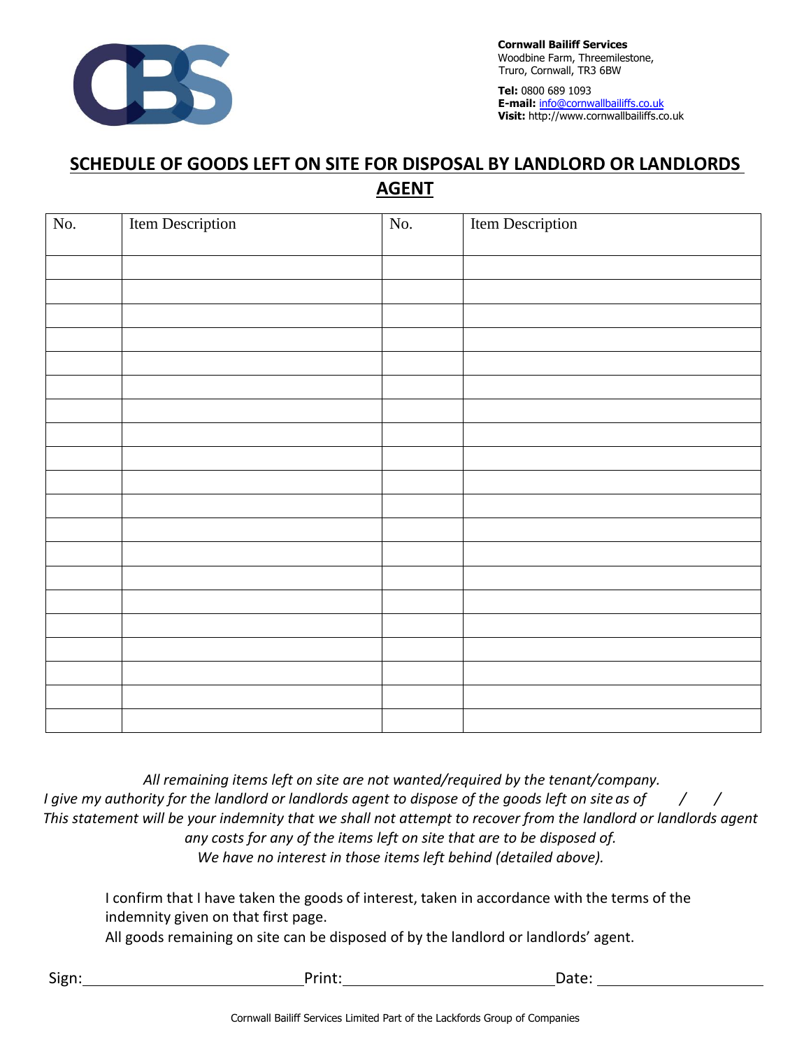**Cornwall Bailiff Services**
Woodbine Farm, Threemilestone,
Truro, Cornwall, TR3 6BW

**Tel:** 0800 689 1093
**E-mail:** info@cornwallbailiffs.co.uk
**Visit:** http://www.cornwallbailiffs.co.uk

## SCHEDULE OF GOODS LEFT ON SITE FOR DISPOSAL BY LANDLORD OR LANDLORDS AGENT

| No. | Item Description | No. | Item Description |
|---|---|---|---|
| | | | |
| | | | |
| | | | |
| | | | |
| | | | |
| | | | |
| | | | |
| | | | |
| | | | |
| | | | |
| | | | |
| | | | |
| | | | |
| | | | |
| | | | |
| | | | |
| | | | |
| | | | |
| | | | |
| | | | |

*All remaining items left on site are not wanted/required by the tenant/company.*
*I give my authority for the landlord or landlords agent to dispose of the goods left on site as of / /*
*This statement will be your indemnity that we shall not attempt to recover from the landlord or landlords agent any costs for any of the items left on site that are to be disposed of.*
*We have no interest in those items left behind (detailed above).*

I confirm that I have taken the goods of interest, taken in accordance with the terms of the indemnity given on that first page.
All goods remaining on site can be disposed of by the landlord or landlords' agent.

Sign:\_\_\_\_\_\_\_\_\_\_\_\_\_\_\_\_\_\_\_\_ Print:\_\_\_\_\_\_\_\_\_\_\_\_\_\_\_\_\_\_\_\_ Date:\_\_\_\_\_\_\_\_\_\_\_\_\_\_\_\_

Cornwall Bailiff Services Limited Part of the Lackfords Group of Companies